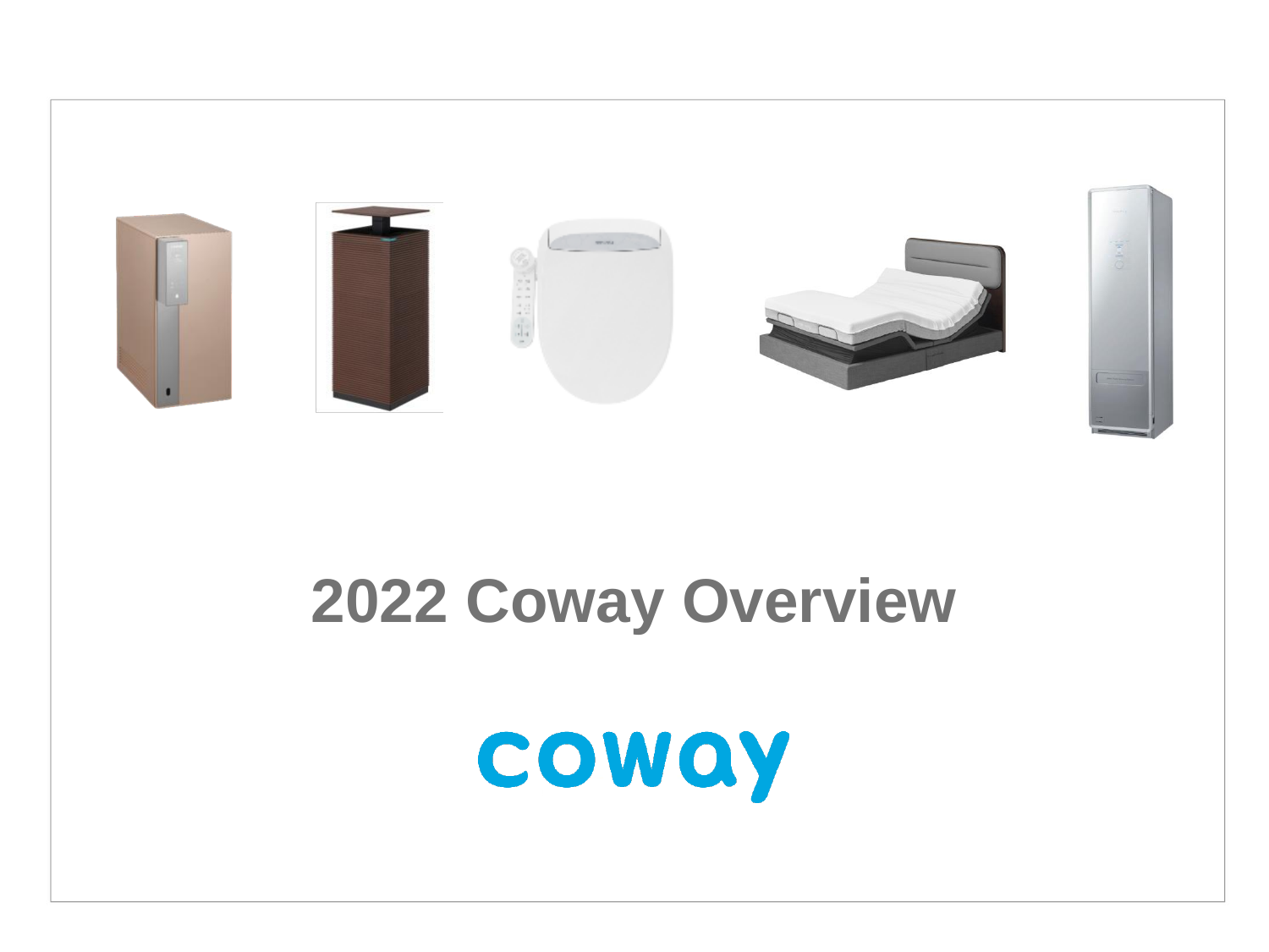# 2022 Coway Overview

coway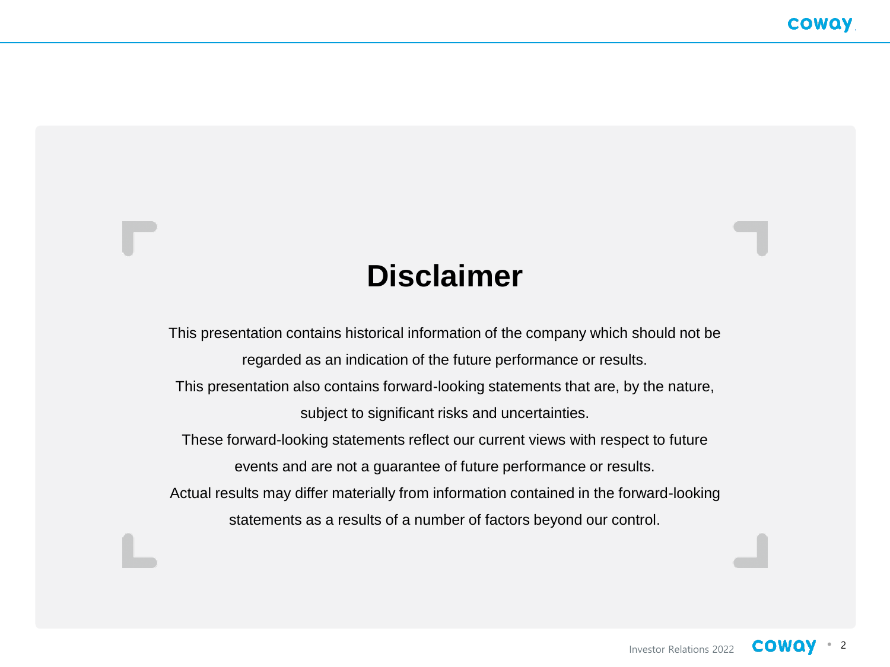# Disclaimer

This presentation contains historical information of the company which should not be regarded as an indication of the future performance or results.
This presentation also contains forward-looking statements that are, by the nature, subject to significant risks and uncertainties.
These forward-looking statements reflect our current views with respect to future events and are not a guarantee of future performance or results.
Actual results may differ materially from information contained in the forward-looking statements as a results of a number of factors beyond our control.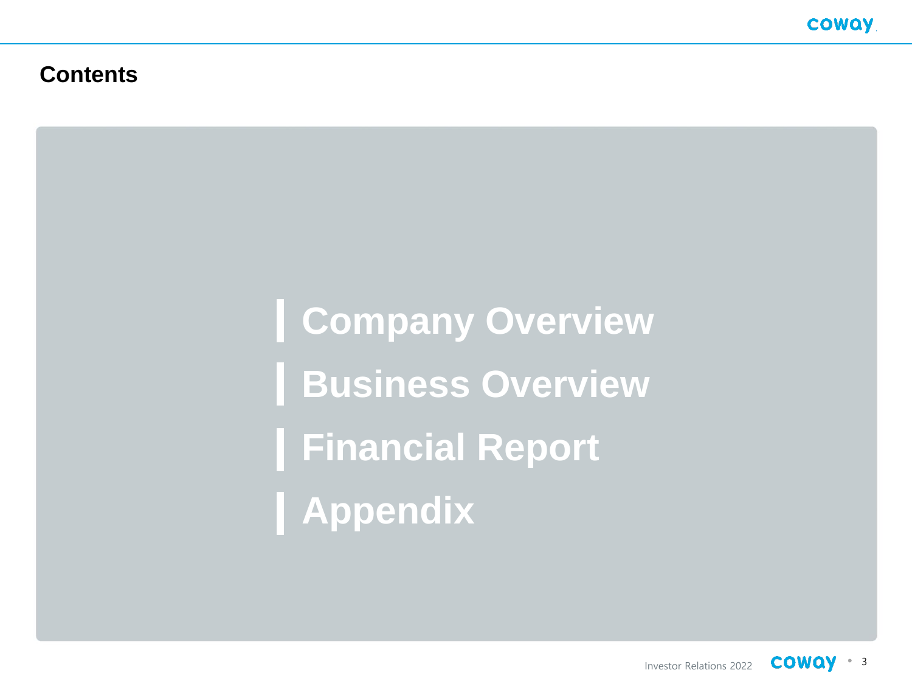# Contents

- Company Overview
- Business Overview
- Financial Report
- Appendix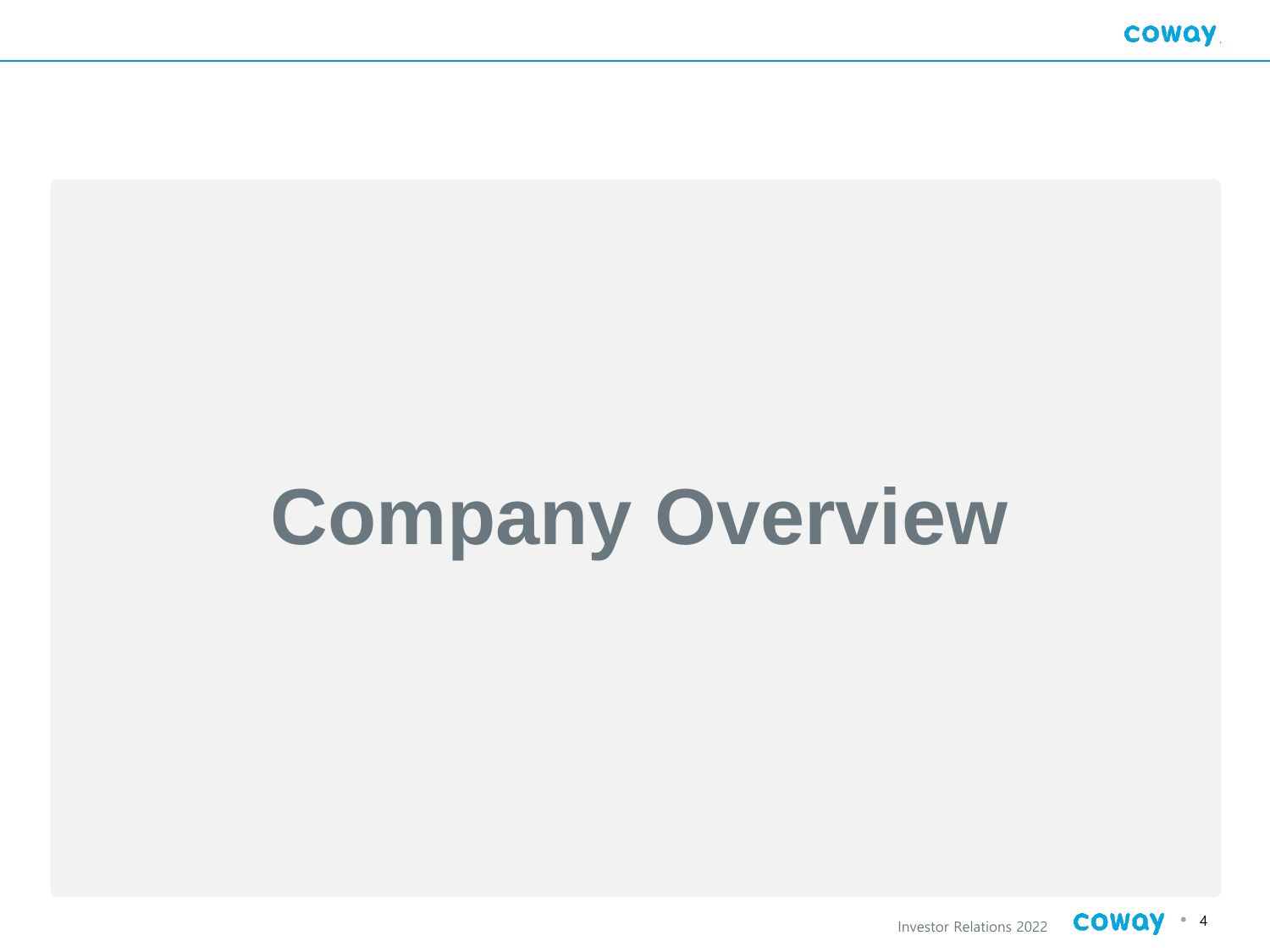# Company Overview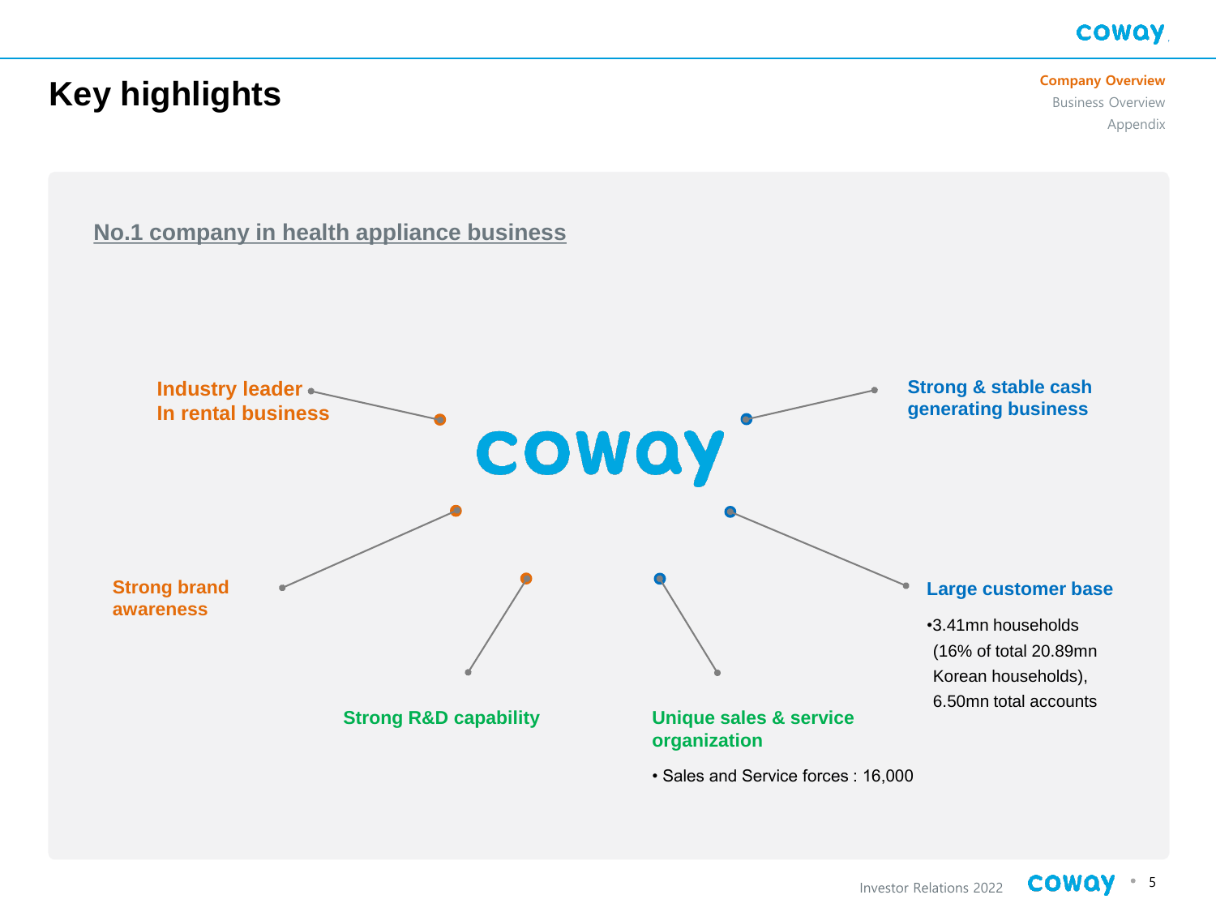# Key highlights

## No.1 company in health appliance business

coway

**Industry leader In rental business**

**Strong & stable cash generating business**

**Strong brand awareness**

**Large customer base**

- 3.41mn households (16% of total 20.89mn Korean households), 6.50mn total accounts

**Strong R&D capability**

**Unique sales & service organization**

- Sales and Service forces : 16,000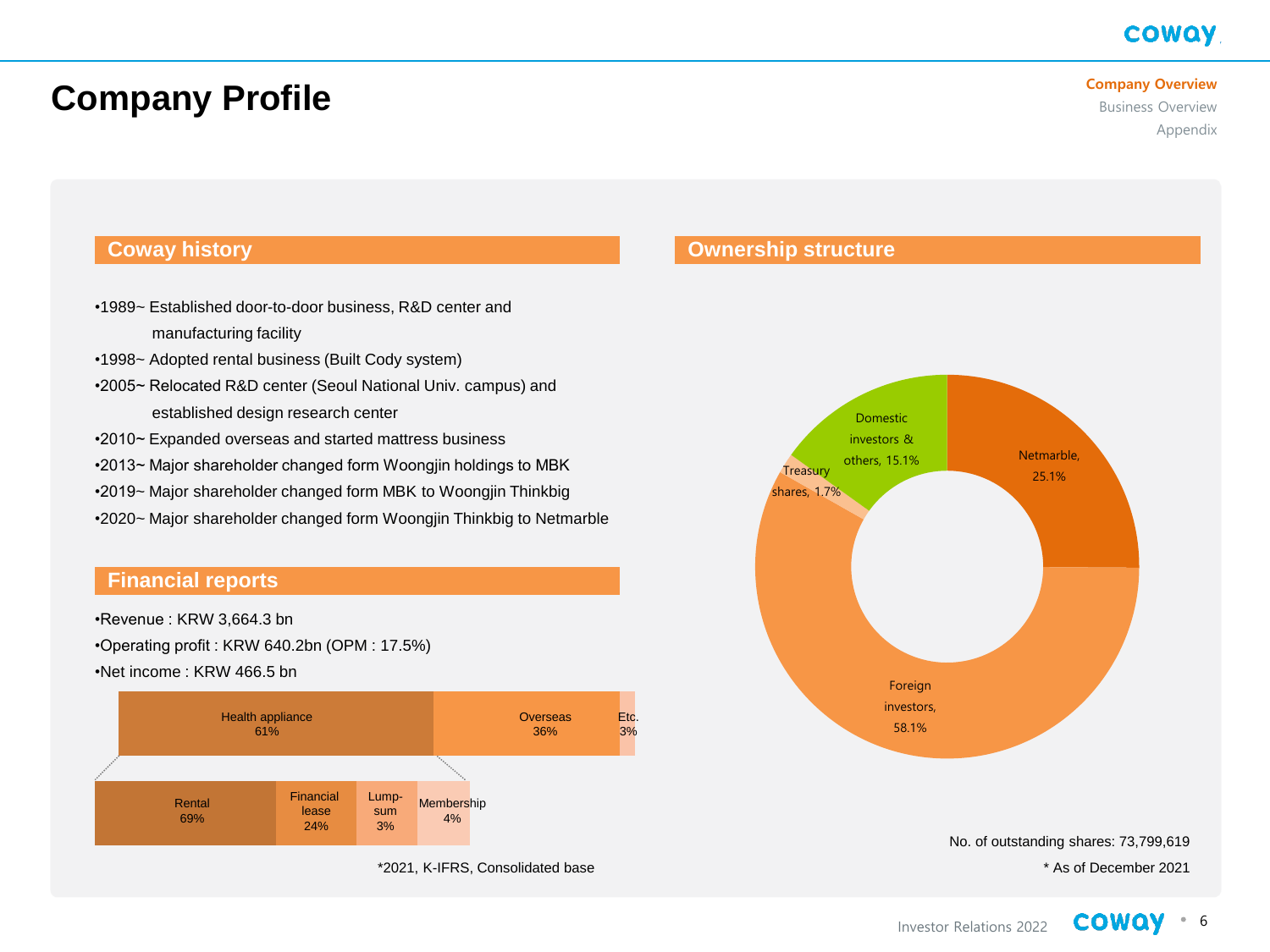# Company Profile

## Coway history

- •1989~ Established door-to-door business, R&D center and manufacturing facility
- •1998~ Adopted rental business (Built Cody system)
- •2005~ Relocated R&D center (Seoul National Univ. campus) and established design research center
- •2010~ Expanded overseas and started mattress business
- •2013~ Major shareholder changed form Woongjin holdings to MBK
- •2019~ Major shareholder changed form MBK to Woongjin Thinkbig
- •2020~ Major shareholder changed form Woongjin Thinkbig to Netmarble

## Financial reports

- •Revenue : KRW 3,664.3 bn
- •Operating profit : KRW 640.2bn (OPM : 17.5%)
- •Net income : KRW 466.5 bn

| Health appliance | Overseas | Etc. |
|---|---|---|
| 61% | 36% | 3% |

Health appliance breakdown:

| Rental | Financial lease | Lump-sum | Membership |
|---|---|---|---|
| 69% | 24% | 3% | 4% |

*2021, K-IFRS, Consolidated base

## Ownership structure

| Shareholder | Share |
|---|---|
| Netmarble | 25.1% |
| Foreign investors | 58.1% |
| Treasury shares | 1.7% |
| Domestic investors & others | 15.1% |

No. of outstanding shares: 73,799,619

* As of December 2021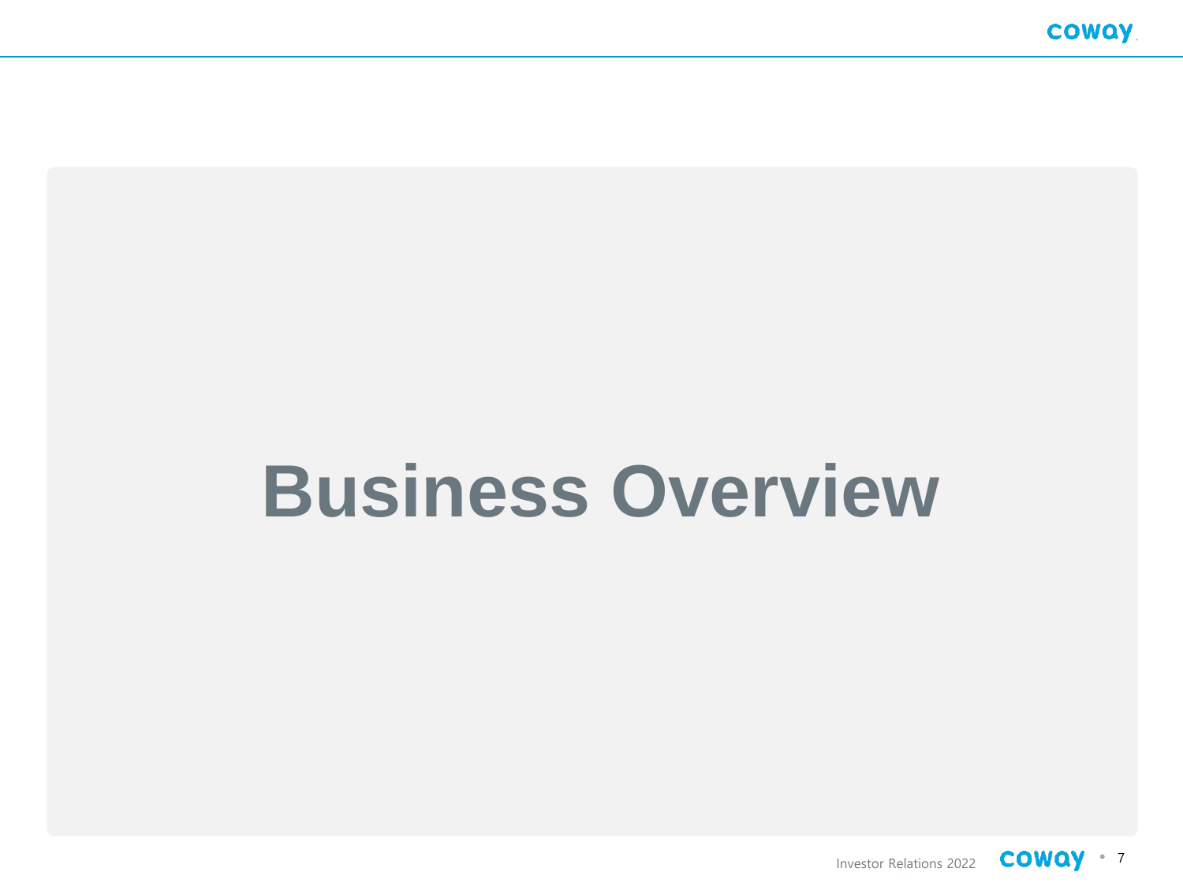# Business Overview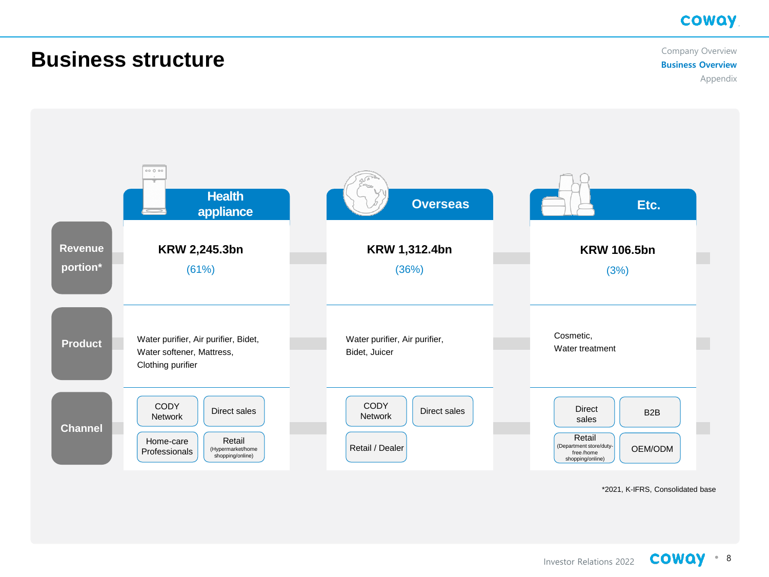# Business structure

| | Health appliance | Overseas | Etc. |
|---|---|---|---|
| Revenue portion* | KRW 2,245.3bn (61%) | KRW 1,312.4bn (36%) | KRW 106.5bn (3%) |
| Product | Water purifier, Air purifier, Bidet, Water softener, Mattress, Clothing purifier | Water purifier, Air purifier, Bidet, Juicer | Cosmetic, Water treatment |
| Channel | CODY Network; Direct sales; Home-care Professionals; Retail (Hypermarket/home shopping/online) | CODY Network; Direct sales; Retail / Dealer | Direct sales; B2B; Retail (Department store/duty-free /home shopping/online); OEM/ODM |

*2021, K-IFRS, Consolidated base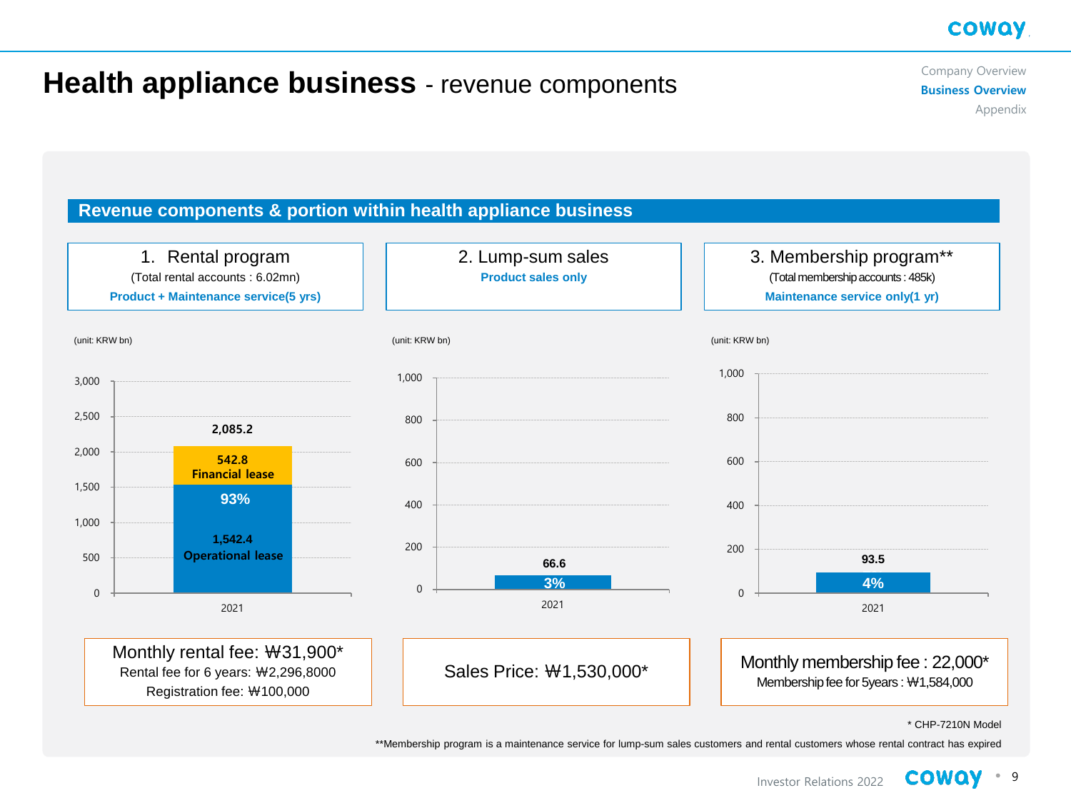# Health appliance business - revenue components

## Revenue components & portion within health appliance business

### 1. Rental program

(Total rental accounts : 6.02mn)

**Product + Maintenance service(5 yrs)**

(unit: KRW bn)

| 2021 | Value |
|---|---|
| Financial lease | 542.8 |
| Operational lease | 1,542.4 |
| Total | 2,085.2 |
| Portion | 93% |

Monthly rental fee: ₩31,900*
Rental fee for 6 years: ₩2,296,8000
Registration fee: ₩100,000

### 2. Lump-sum sales

**Product sales only**

(unit: KRW bn)

| 2021 | Value |
|---|---|
| Lump-sum sales | 66.6 |
| Portion | 3% |

Sales Price: ₩1,530,000*

### 3. Membership program**

(Total membership accounts : 485k)

**Maintenance service only(1 yr)**

(unit: KRW bn)

| 2021 | Value |
|---|---|
| Membership program | 93.5 |
| Portion | 4% |

Monthly membership fee : 22,000*
Membership fee for 5years : ₩1,584,000

\* CHP-7210N Model

**Membership program is a maintenance service for lump-sum sales customers and rental customers whose rental contract has expired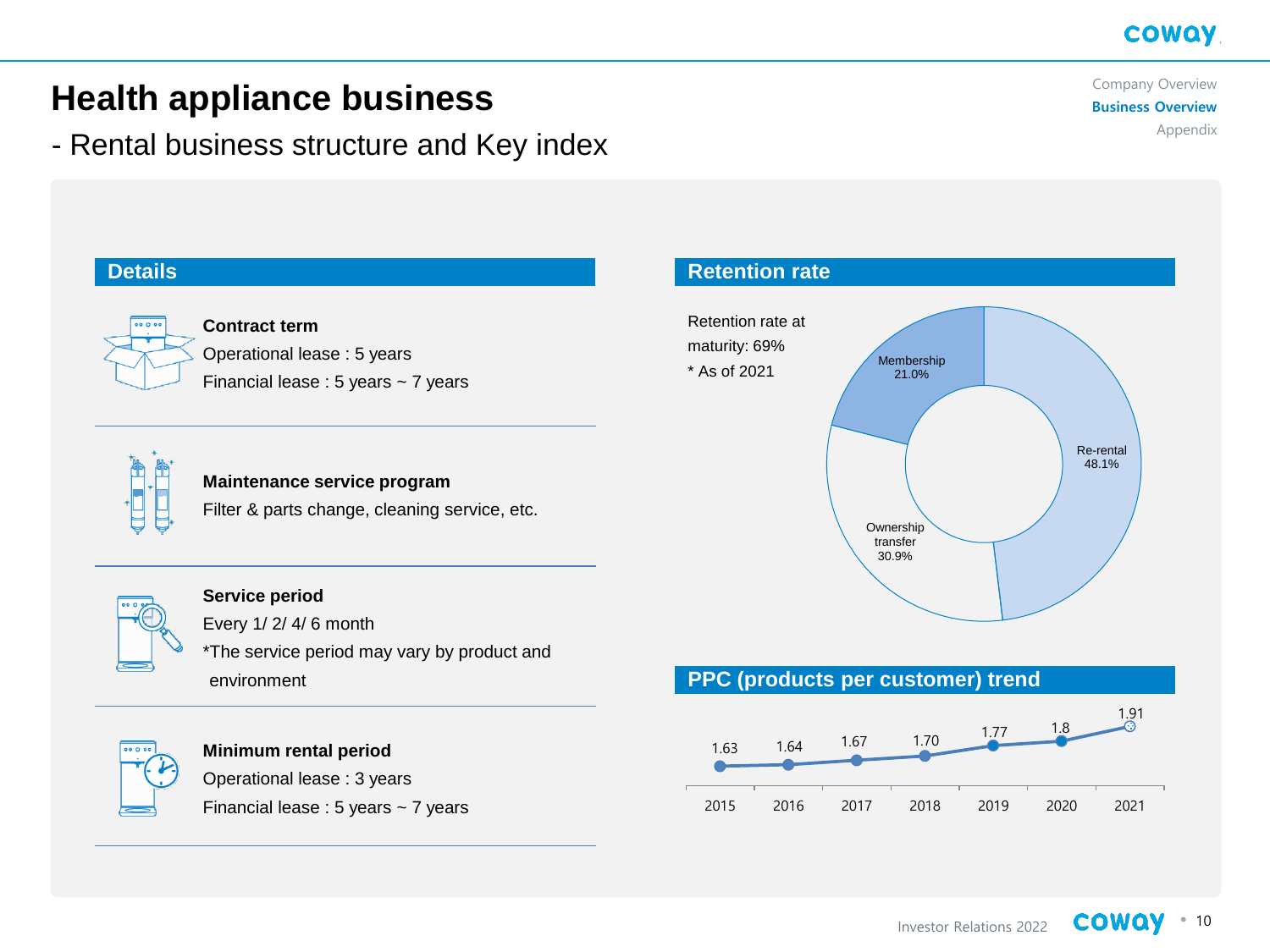# Health appliance business

- Rental business structure and Key index

## Details

**Contract term**

Operational lease : 5 years

Financial lease : 5 years ~ 7 years

**Maintenance service program**

Filter & parts change, cleaning service, etc.

**Service period**

Every 1/ 2/ 4/ 6 month

*The service period may vary by product and environment

**Minimum rental period**

Operational lease : 3 years

Financial lease : 5 years ~ 7 years

## Retention rate

Retention rate at maturity: 69%

* As of 2021

| Category | Share |
|---|---|
| Re-rental | 48.1% |
| Ownership transfer | 30.9% |
| Membership | 21.0% |

## PPC (products per customer) trend

| Year | 2015 | 2016 | 2017 | 2018 | 2019 | 2020 | 2021 |
|---|---|---|---|---|---|---|---|
| PPC | 1.63 | 1.64 | 1.67 | 1.70 | 1.77 | 1.8 | 1.91 |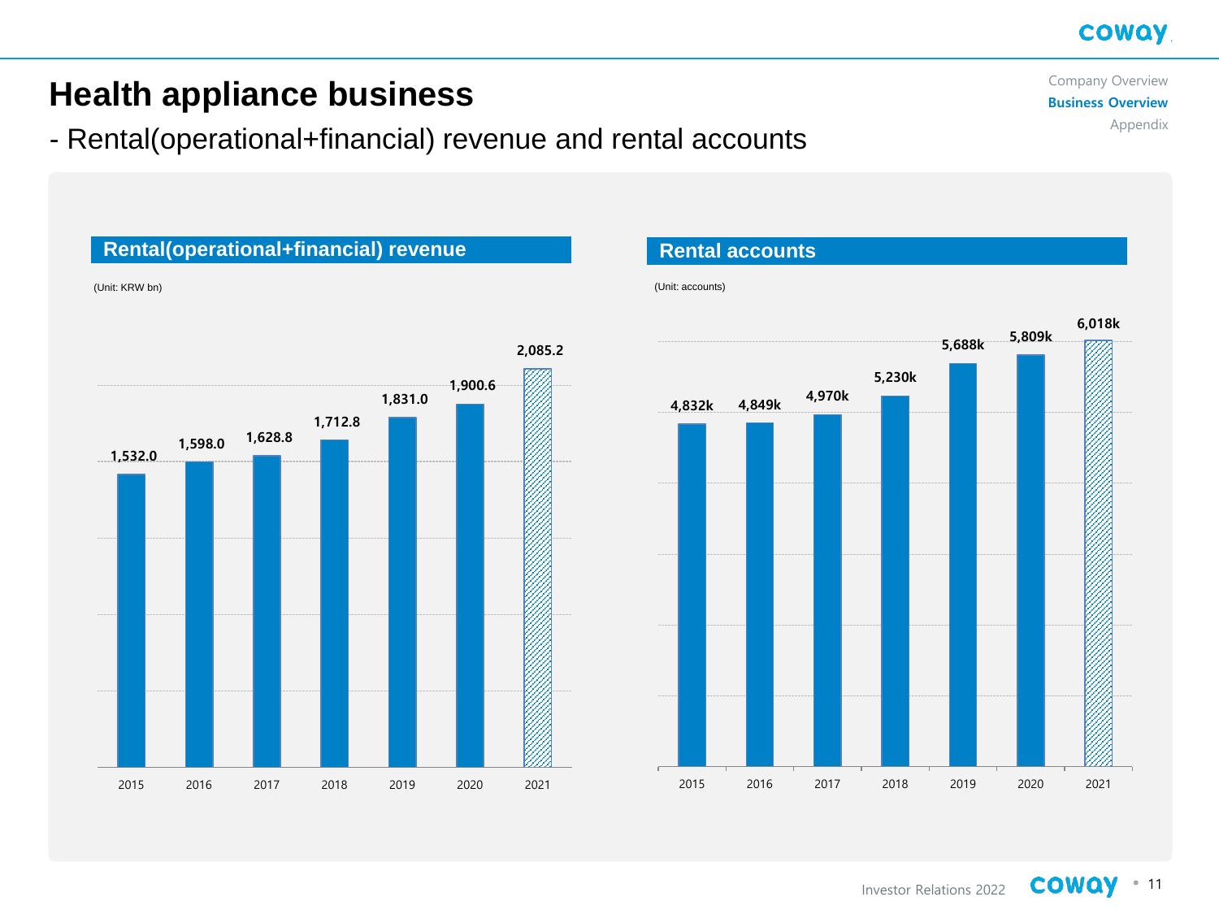# Health appliance business

- Rental(operational+financial) revenue and rental accounts

## Rental(operational+financial) revenue

(Unit: KRW bn)

| Year | Revenue |
|---|---|
| 2015 | 1,532.0 |
| 2016 | 1,598.0 |
| 2017 | 1,628.8 |
| 2018 | 1,712.8 |
| 2019 | 1,831.0 |
| 2020 | 1,900.6 |
| 2021 | 2,085.2 |

## Rental accounts

(Unit: accounts)

| Year | Accounts |
|---|---|
| 2015 | 4,832k |
| 2016 | 4,849k |
| 2017 | 4,970k |
| 2018 | 5,230k |
| 2019 | 5,688k |
| 2020 | 5,809k |
| 2021 | 6,018k |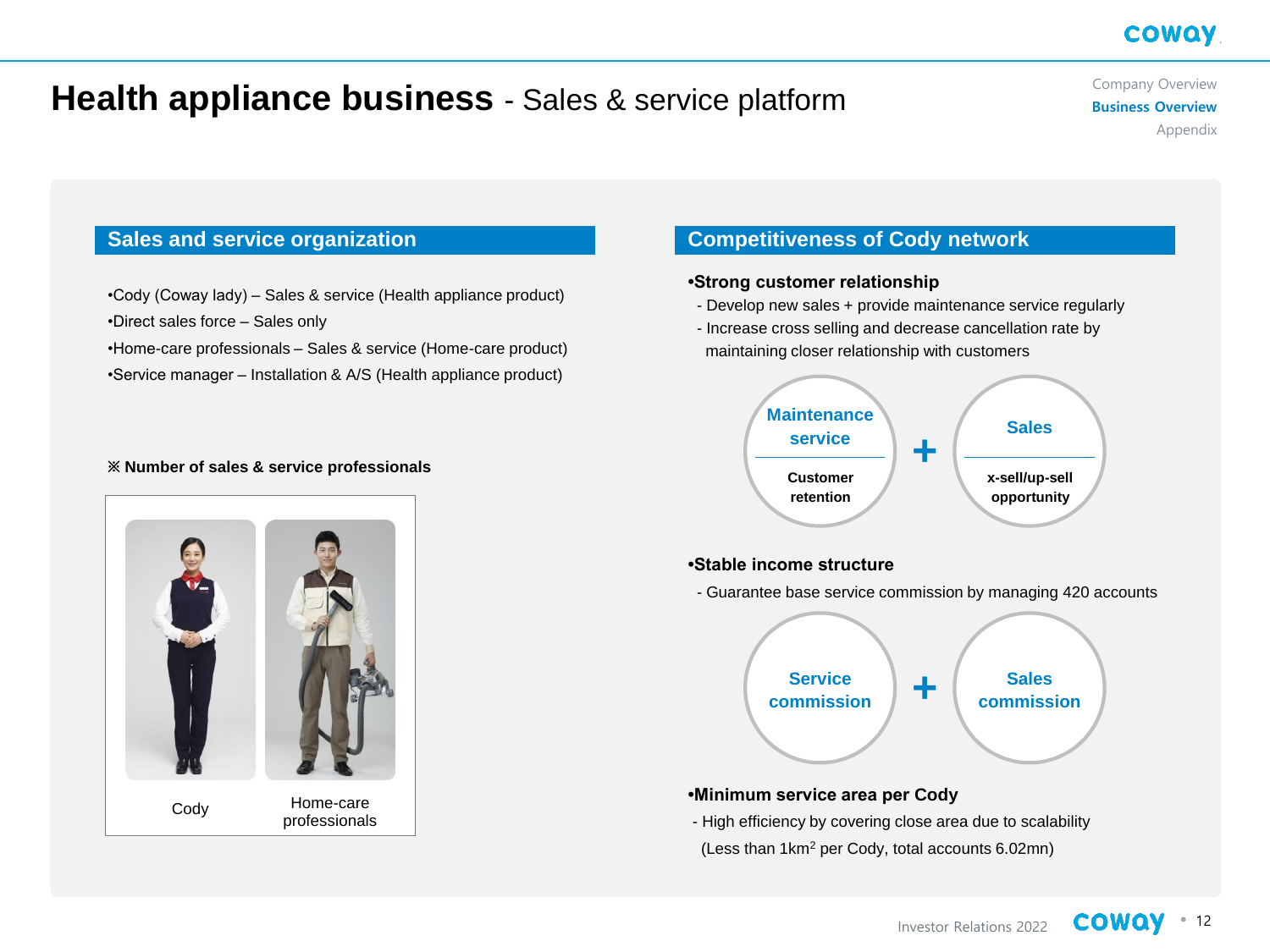# Health appliance business - Sales & service platform

## Sales and service organization

- •Cody (Coway lady) – Sales & service (Health appliance product)
- •Direct sales force – Sales only
- •Home-care professionals – Sales & service (Home-care product)
- •Service manager – Installation & A/S (Health appliance product)

**※ Number of sales & service professionals**

Cody

Home-care professionals

## Competitiveness of Cody network

**•Strong customer relationship**

- Develop new sales + provide maintenance service regularly
- Increase cross selling and decrease cancellation rate by maintaining closer relationship with customers

**Maintenance service** — Customer retention + **Sales** — x-sell/up-sell opportunity

**•Stable income structure**

- Guarantee base service commission by managing 420 accounts

**Service commission** + **Sales commission**

**•Minimum service area per Cody**

- High efficiency by covering close area due to scalability (Less than 1km$^2$ per Cody, total accounts 6.02mn)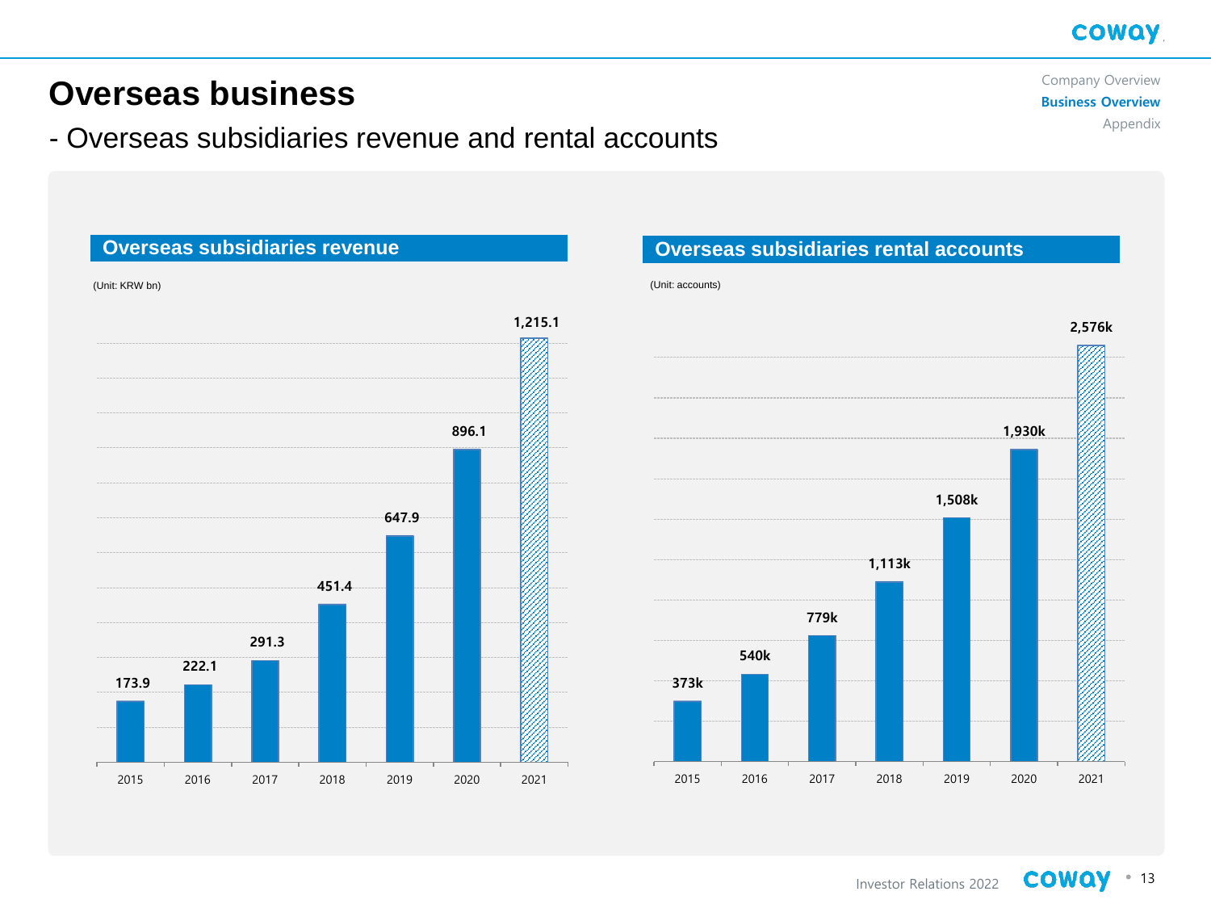# Overseas business

- Overseas subsidiaries revenue and rental accounts

## Overseas subsidiaries revenue

(Unit: KRW bn)

| Year | Revenue |
|---|---|
| 2015 | 173.9 |
| 2016 | 222.1 |
| 2017 | 291.3 |
| 2018 | 451.4 |
| 2019 | 647.9 |
| 2020 | 896.1 |
| 2021 | 1,215.1 |

## Overseas subsidiaries rental accounts

(Unit: accounts)

| Year | Rental accounts |
|---|---|
| 2015 | 373k |
| 2016 | 540k |
| 2017 | 779k |
| 2018 | 1,113k |
| 2019 | 1,508k |
| 2020 | 1,930k |
| 2021 | 2,576k |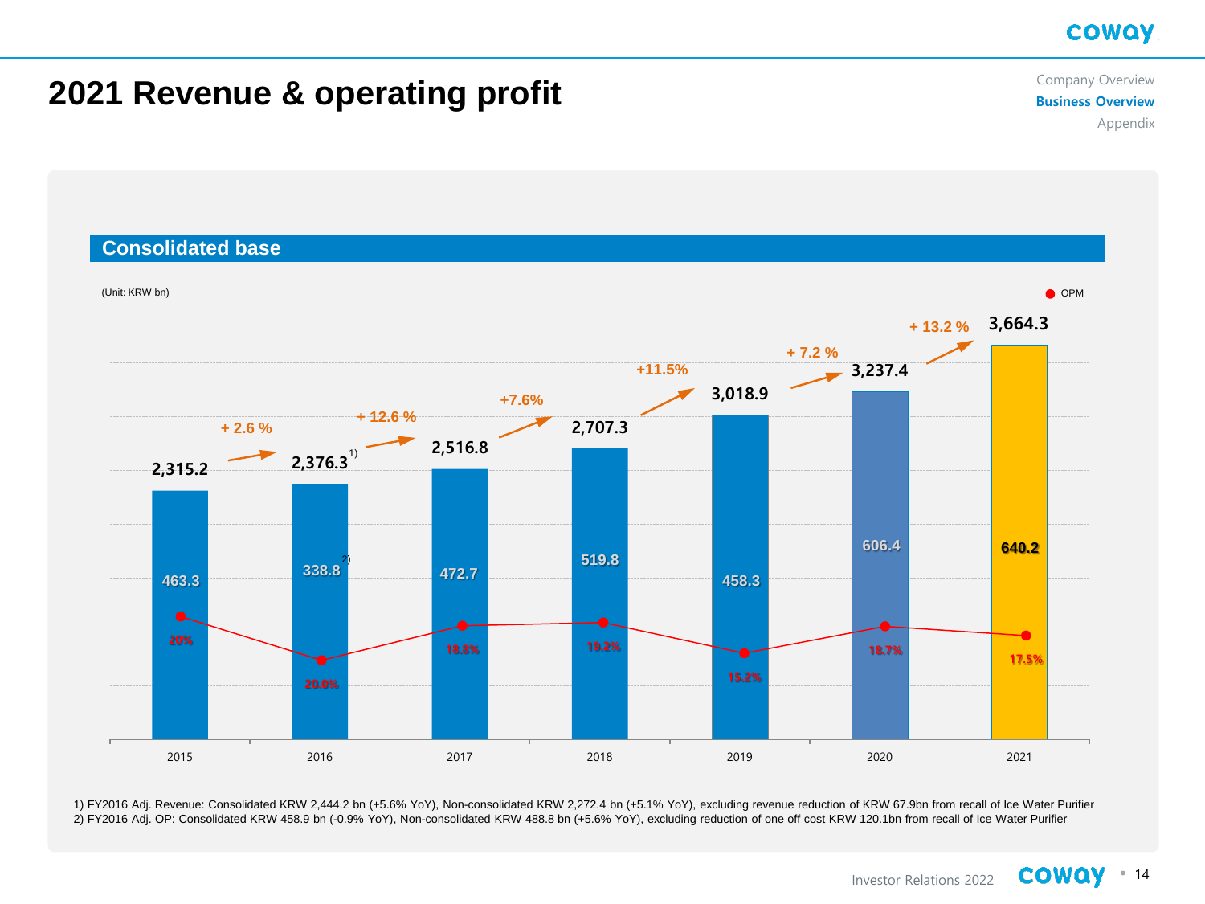# 2021 Revenue & operating profit

## Consolidated base

(Unit: KRW bn)

| Year | Revenue | YoY growth | Operating profit | OPM |
|---|---|---|---|---|
| 2015 | 2,315.2 | | 463.3 | 20% |
| 2016 | 2,376.3[1] | + 2.6 % | 338.8[2] | 20.0% |
| 2017 | 2,516.8 | + 12.6 % | 472.7 | 18.8% |
| 2018 | 2,707.3 | +7.6% | 519.8 | 19.2% |
| 2019 | 3,018.9 | +11.5% | 458.3 | 15.2% |
| 2020 | 3,237.4 | + 7.2 % | 606.4 | 18.7% |
| 2021 | 3,664.3 | + 13.2 % | 640.2 | 17.5% |

1) FY2016 Adj. Revenue: Consolidated KRW 2,444.2 bn (+5.6% YoY), Non-consolidated KRW 2,272.4 bn (+5.1% YoY), excluding revenue reduction of KRW 67.9bn from recall of Ice Water Purifier

2) FY2016 Adj. OP: Consolidated KRW 458.9 bn (-0.9% YoY), Non-consolidated KRW 488.8 bn (+5.6% YoY), excluding reduction of one off cost KRW 120.1bn from recall of Ice Water Purifier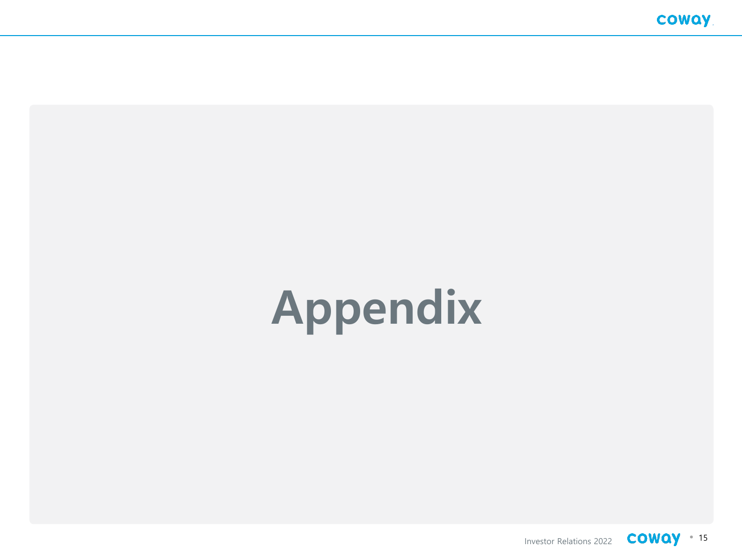# Appendix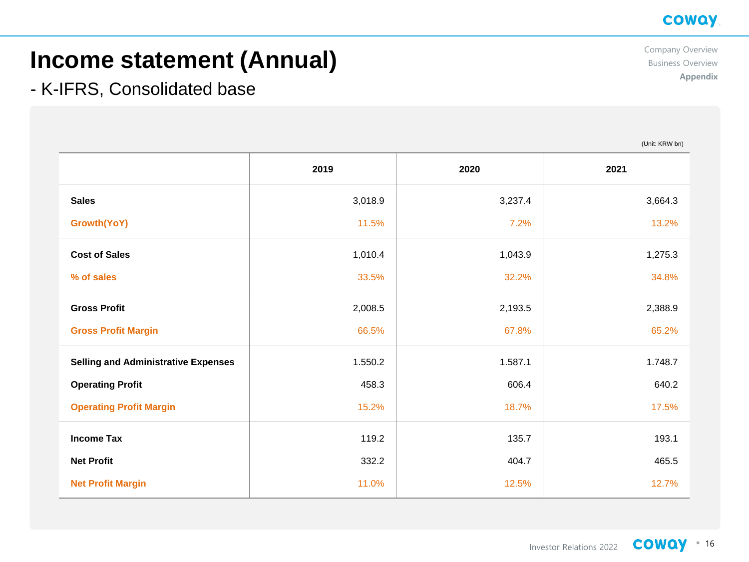# Income statement (Annual)

- K-IFRS, Consolidated base

(Unit: KRW bn)

| | 2019 | 2020 | 2021 |
|---|---|---|---|
| **Sales** | 3,018.9 | 3,237.4 | 3,664.3 |
| **Growth(YoY)** | 11.5% | 7.2% | 13.2% |
| **Cost of Sales** | 1,010.4 | 1,043.9 | 1,275.3 |
| **% of sales** | 33.5% | 32.2% | 34.8% |
| **Gross Profit** | 2,008.5 | 2,193.5 | 2,388.9 |
| **Gross Profit Margin** | 66.5% | 67.8% | 65.2% |
| **Selling and Administrative Expenses** | 1.550.2 | 1.587.1 | 1.748.7 |
| **Operating Profit** | 458.3 | 606.4 | 640.2 |
| **Operating Profit Margin** | 15.2% | 18.7% | 17.5% |
| **Income Tax** | 119.2 | 135.7 | 193.1 |
| **Net Profit** | 332.2 | 404.7 | 465.5 |
| **Net Profit Margin** | 11.0% | 12.5% | 12.7% |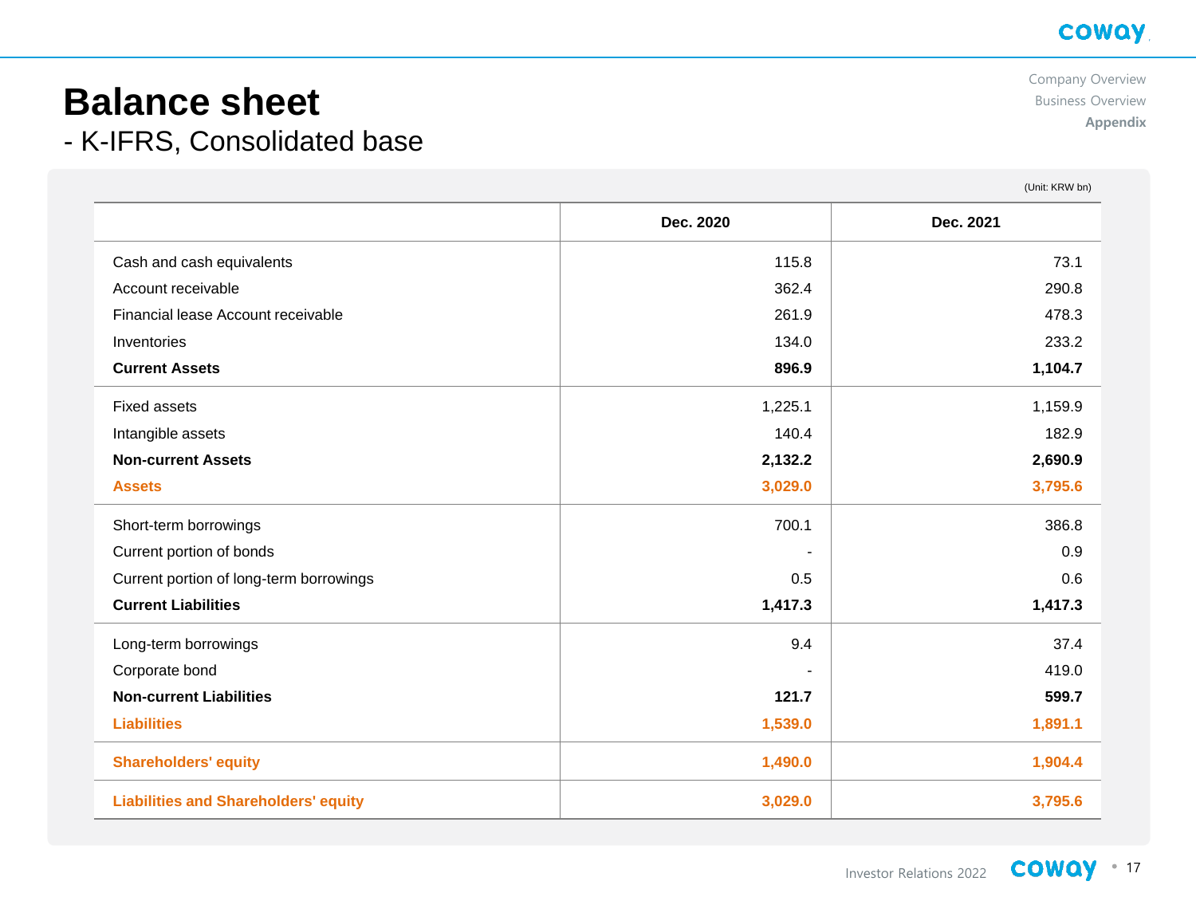# Balance sheet
## - K-IFRS, Consolidated base

(Unit: KRW bn)

| | Dec. 2020 | Dec. 2021 |
|---|---|---|
| Cash and cash equivalents | 115.8 | 73.1 |
| Account receivable | 362.4 | 290.8 |
| Financial lease Account receivable | 261.9 | 478.3 |
| Inventories | 134.0 | 233.2 |
| **Current Assets** | **896.9** | **1,104.7** |
| Fixed assets | 1,225.1 | 1,159.9 |
| Intangible assets | 140.4 | 182.9 |
| **Non-current Assets** | **2,132.2** | **2,690.9** |
| **Assets** | **3,029.0** | **3,795.6** |
| Short-term borrowings | 700.1 | 386.8 |
| Current portion of bonds | - | 0.9 |
| Current portion of long-term borrowings | 0.5 | 0.6 |
| **Current Liabilities** | **1,417.3** | **1,417.3** |
| Long-term borrowings | 9.4 | 37.4 |
| Corporate bond | - | 419.0 |
| **Non-current Liabilities** | **121.7** | **599.7** |
| **Liabilities** | **1,539.0** | **1,891.1** |
| **Shareholders' equity** | **1,490.0** | **1,904.4** |
| **Liabilities and Shareholders' equity** | **3,029.0** | **3,795.6** |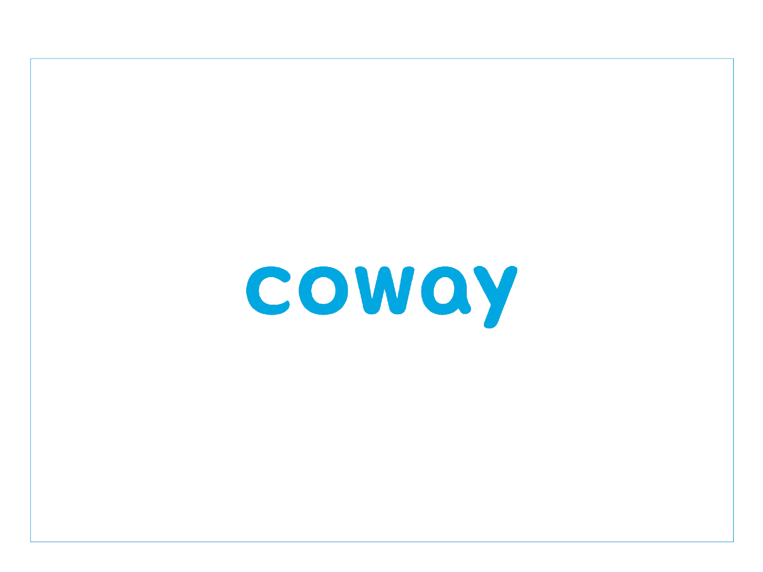coway